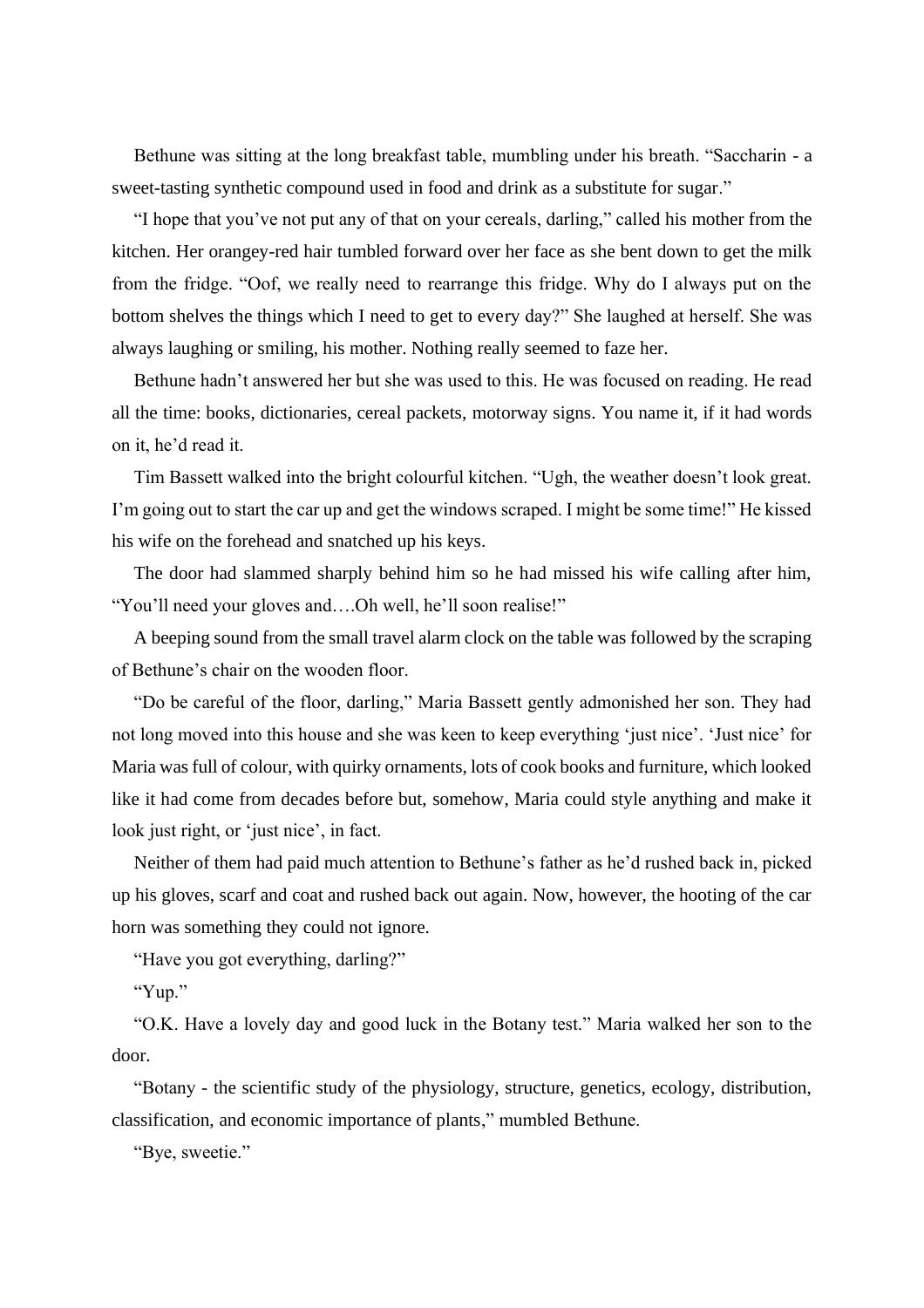Bethune was sitting at the long breakfast table, mumbling under his breath. “Saccharin - a sweet-tasting synthetic compound used in food and drink as a substitute for sugar.”

“I hope that you’ve not put any of that on your cereals, darling,” called his mother from the kitchen. Her orangey-red hair tumbled forward over her face as she bent down to get the milk from the fridge. “Oof, we really need to rearrange this fridge. Why do I always put on the bottom shelves the things which I need to get to every day?” She laughed at herself. She was always laughing or smiling, his mother. Nothing really seemed to faze her.

Bethune hadn’t answered her but she was used to this. He was focused on reading. He read all the time: books, dictionaries, cereal packets, motorway signs. You name it, if it had words on it, he’d read it.

Tim Bassett walked into the bright colourful kitchen. “Ugh, the weather doesn’t look great. I’m going out to start the car up and get the windows scraped. I might be some time!” He kissed his wife on the forehead and snatched up his keys.

The door had slammed sharply behind him so he had missed his wife calling after him, “You’ll need your gloves and….Oh well, he’ll soon realise!”

A beeping sound from the small travel alarm clock on the table was followed by the scraping of Bethune’s chair on the wooden floor.

“Do be careful of the floor, darling,” Maria Bassett gently admonished her son. They had not long moved into this house and she was keen to keep everything ‘just nice’. ‘Just nice’ for Maria was full of colour, with quirky ornaments, lots of cook books and furniture, which looked like it had come from decades before but, somehow, Maria could style anything and make it look just right, or ‘just nice’, in fact.

Neither of them had paid much attention to Bethune’s father as he’d rushed back in, picked up his gloves, scarf and coat and rushed back out again. Now, however, the hooting of the car horn was something they could not ignore.

“Have you got everything, darling?”

“Yup.”

“O.K. Have a lovely day and good luck in the Botany test.” Maria walked her son to the door.

“Botany - the scientific study of the physiology, structure, genetics, ecology, distribution, classification, and economic importance of plants,” mumbled Bethune.

“Bye, sweetie.”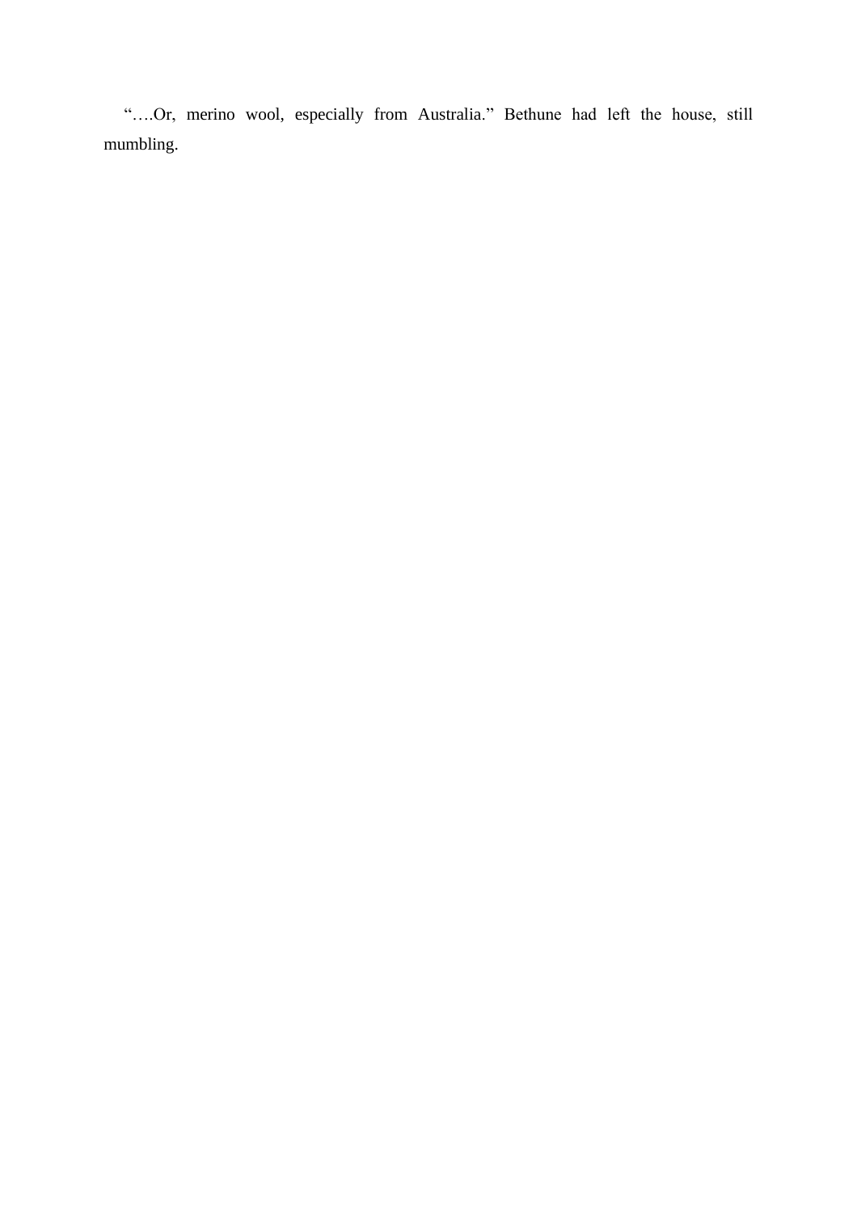"….Or, merino wool, especially from Australia." Bethune had left the house, still mumbling.